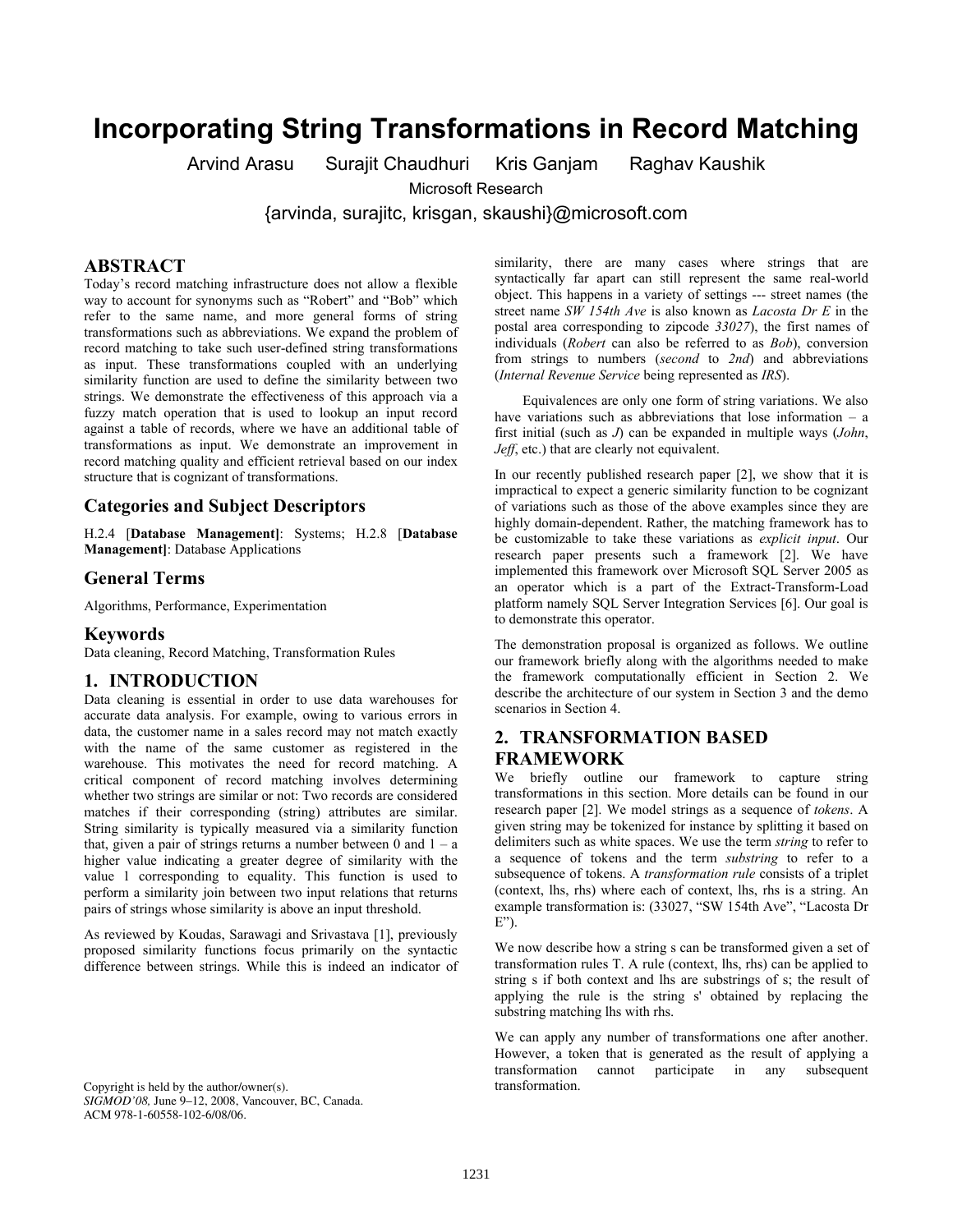# Incorporating String Transformations in Record Matching

Arvind Arasu Surajit Chaudhuri Kris Ganjam Raghav Kaushik

Microsoft Research

{arvinda, surajitc, krisgan, skaushi}@microsoft.com

## ABSTRACT

Today's record matching infrastructure does not allow a flexible way to account for synonyms such as "Robert" and "Bob" which refer to the same name, and more general forms of string transformations such as abbreviations. We expand the problem of record matching to take such user-defined string transformations as input. These transformations coupled with an underlying similarity function are used to define the similarity between two strings. We demonstrate the effectiveness of this approach via a fuzzy match operation that is used to lookup an input record against a table of records, where we have an additional table of transformations as input. We demonstrate an improvement in record matching quality and efficient retrieval based on our index structure that is cognizant of transformations.

## Categories and Subject Descriptors

H.2.4 [**Database Management**]: Systems; H.2.8 [**Database Management**]: Database Applications

## General Terms

Algorithms, Performance, Experimentation

## Keywords

Data cleaning, Record Matching, Transformation Rules

## 1. INTRODUCTION

Data cleaning is essential in order to use data warehouses for accurate data analysis. For example, owing to various errors in data, the customer name in a sales record may not match exactly with the name of the same customer as registered in the warehouse. This motivates the need for record matching. A critical component of record matching involves determining whether two strings are similar or not: Two records are considered matches if their corresponding (string) attributes are similar. String similarity is typically measured via a similarity function that, given a pair of strings returns a number between 0 and 1 – a higher value indicating a greater degree of similarity with the value 1 corresponding to equality. This function is used to perform a similarity join between two input relations that returns pairs of strings whose similarity is above an input threshold.

As reviewed by Koudas, Sarawagi and Srivastava [1], previously proposed similarity functions focus primarily on the syntactic difference between strings. While this is indeed an indicator of similarity, there are many cases where strings that are syntactically far apart can still represent the same real-world object. This happens in a variety of settings --- street names (the street name *SW 154th Ave* is also known as *Lacosta Dr E* in the postal area corresponding to zipcode *33027*), the first names of individuals (*Robert* can also be referred to as *Bob*), conversion from strings to numbers (*second* to *2nd*) and abbreviations (*Internal Revenue Service* being represented as *IRS*).

Equivalences are only one form of string variations. We also have variations such as abbreviations that lose information – a first initial (such as *J*) can be expanded in multiple ways (*John*, *Jeff*, etc.) that are clearly not equivalent.

In our recently published research paper [2], we show that it is impractical to expect a generic similarity function to be cognizant of variations such as those of the above examples since they are highly domain-dependent. Rather, the matching framework has to be customizable to take these variations as *explicit input*. Our research paper presents such a framework [2]. We have implemented this framework over Microsoft SQL Server 2005 as an operator which is a part of the Extract-Transform-Load platform namely SQL Server Integration Services [6]. Our goal is to demonstrate this operator.

The demonstration proposal is organized as follows. We outline our framework briefly along with the algorithms needed to make the framework computationally efficient in Section 2. We describe the architecture of our system in Section 3 and the demo scenarios in Section 4.

## 2. TRANSFORMATION BASED FRAMEWORK

We briefly outline our framework to capture string transformations in this section. More details can be found in our research paper [2]. We model strings as a sequence of *tokens*. A given string may be tokenized for instance by splitting it based on delimiters such as white spaces. We use the term *string* to refer to a sequence of tokens and the term *substring* to refer to a subsequence of tokens. A *transformation rule* consists of a triplet (context, lhs, rhs) where each of context, lhs, rhs is a string. An example transformation is: (33027, "SW 154th Ave", "Lacosta Dr E").

We now describe how a string s can be transformed given a set of transformation rules T. A rule (context, lhs, rhs) can be applied to string s if both context and lhs are substrings of s; the result of applying the rule is the string s' obtained by replacing the substring matching lhs with rhs.

We can apply any number of transformations one after another. However, a token that is generated as the result of applying a transformation cannot participate in any subsequent transformation.

Copyright is held by the author/owner(s).
*SIGMOD'08,* June 9–12, 2008, Vancouver, BC, Canada.
ACM 978-1-60558-102-6/08/06.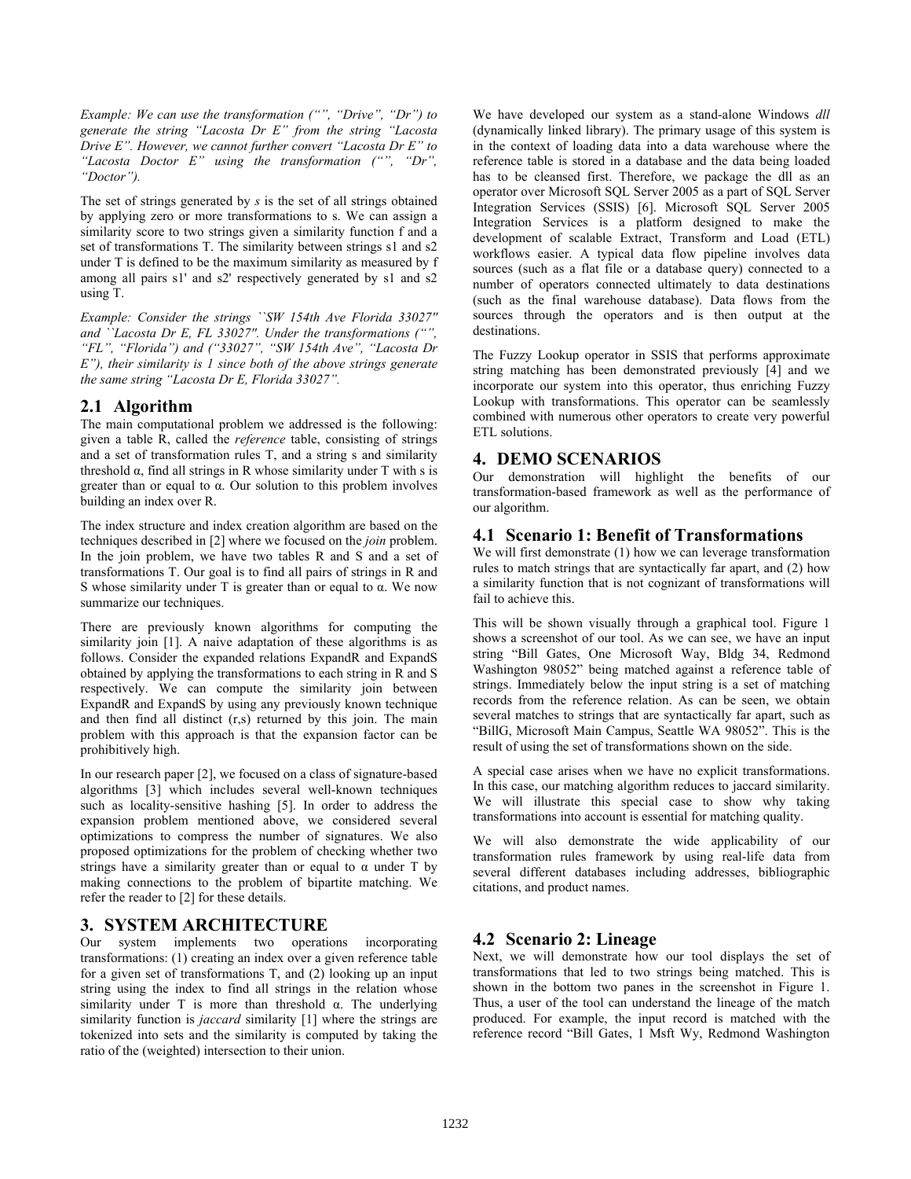*Example: We can use the transformation (“”, “Drive”, “Dr”) to generate the string “Lacosta Dr E” from the string “Lacosta Drive E”. However, we cannot further convert “Lacosta Dr E” to “Lacosta Doctor E” using the transformation (“”, “Dr”, “Doctor”).*

The set of strings generated by *s* is the set of all strings obtained by applying zero or more transformations to s. We can assign a similarity score to two strings given a similarity function f and a set of transformations T. The similarity between strings s1 and s2 under T is defined to be the maximum similarity as measured by f among all pairs s1' and s2' respectively generated by s1 and s2 using T.

*Example: Consider the strings ``SW 154th Ave Florida 33027'' and ``Lacosta Dr E, FL 33027''. Under the transformations (“”, “FL”, “Florida”) and (“33027”, “SW 154th Ave”, “Lacosta Dr E”), their similarity is 1 since both of the above strings generate the same string “Lacosta Dr E, Florida 33027”.*

## 2.1 Algorithm

The main computational problem we addressed is the following: given a table R, called the *reference* table, consisting of strings and a set of transformation rules T, and a string s and similarity threshold α, find all strings in R whose similarity under T with s is greater than or equal to α. Our solution to this problem involves building an index over R.

The index structure and index creation algorithm are based on the techniques described in [2] where we focused on the *join* problem. In the join problem, we have two tables R and S and a set of transformations T. Our goal is to find all pairs of strings in R and S whose similarity under T is greater than or equal to α. We now summarize our techniques.

There are previously known algorithms for computing the similarity join [1]. A naive adaptation of these algorithms is as follows. Consider the expanded relations ExpandR and ExpandS obtained by applying the transformations to each string in R and S respectively. We can compute the similarity join between ExpandR and ExpandS by using any previously known technique and then find all distinct (r,s) returned by this join. The main problem with this approach is that the expansion factor can be prohibitively high.

In our research paper [2], we focused on a class of signature-based algorithms [3] which includes several well-known techniques such as locality-sensitive hashing [5]. In order to address the expansion problem mentioned above, we considered several optimizations to compress the number of signatures. We also proposed optimizations for the problem of checking whether two strings have a similarity greater than or equal to α under T by making connections to the problem of bipartite matching. We refer the reader to [2] for these details.

# 3. SYSTEM ARCHITECTURE

Our system implements two operations incorporating transformations: (1) creating an index over a given reference table for a given set of transformations T, and (2) looking up an input string using the index to find all strings in the relation whose similarity under T is more than threshold α. The underlying similarity function is *jaccard* similarity [1] where the strings are tokenized into sets and the similarity is computed by taking the ratio of the (weighted) intersection to their union.

We have developed our system as a stand-alone Windows *dll* (dynamically linked library). The primary usage of this system is in the context of loading data into a data warehouse where the reference table is stored in a database and the data being loaded has to be cleansed first. Therefore, we package the dll as an operator over Microsoft SQL Server 2005 as a part of SQL Server Integration Services (SSIS) [6]. Microsoft SQL Server 2005 Integration Services is a platform designed to make the development of scalable Extract, Transform and Load (ETL) workflows easier. A typical data flow pipeline involves data sources (such as a flat file or a database query) connected to a number of operators connected ultimately to data destinations (such as the final warehouse database). Data flows from the sources through the operators and is then output at the destinations.

The Fuzzy Lookup operator in SSIS that performs approximate string matching has been demonstrated previously [4] and we incorporate our system into this operator, thus enriching Fuzzy Lookup with transformations. This operator can be seamlessly combined with numerous other operators to create very powerful ETL solutions.

# 4. DEMO SCENARIOS

Our demonstration will highlight the benefits of our transformation-based framework as well as the performance of our algorithm.

## 4.1 Scenario 1: Benefit of Transformations

We will first demonstrate (1) how we can leverage transformation rules to match strings that are syntactically far apart, and (2) how a similarity function that is not cognizant of transformations will fail to achieve this.

This will be shown visually through a graphical tool. Figure 1 shows a screenshot of our tool. As we can see, we have an input string “Bill Gates, One Microsoft Way, Bldg 34, Redmond Washington 98052” being matched against a reference table of strings. Immediately below the input string is a set of matching records from the reference relation. As can be seen, we obtain several matches to strings that are syntactically far apart, such as “BillG, Microsoft Main Campus, Seattle WA 98052”. This is the result of using the set of transformations shown on the side.

A special case arises when we have no explicit transformations. In this case, our matching algorithm reduces to jaccard similarity. We will illustrate this special case to show why taking transformations into account is essential for matching quality.

We will also demonstrate the wide applicability of our transformation rules framework by using real-life data from several different databases including addresses, bibliographic citations, and product names.

## 4.2 Scenario 2: Lineage

Next, we will demonstrate how our tool displays the set of transformations that led to two strings being matched. This is shown in the bottom two panes in the screenshot in Figure 1. Thus, a user of the tool can understand the lineage of the match produced. For example, the input record is matched with the reference record “Bill Gates, 1 Msft Wy, Redmond Washington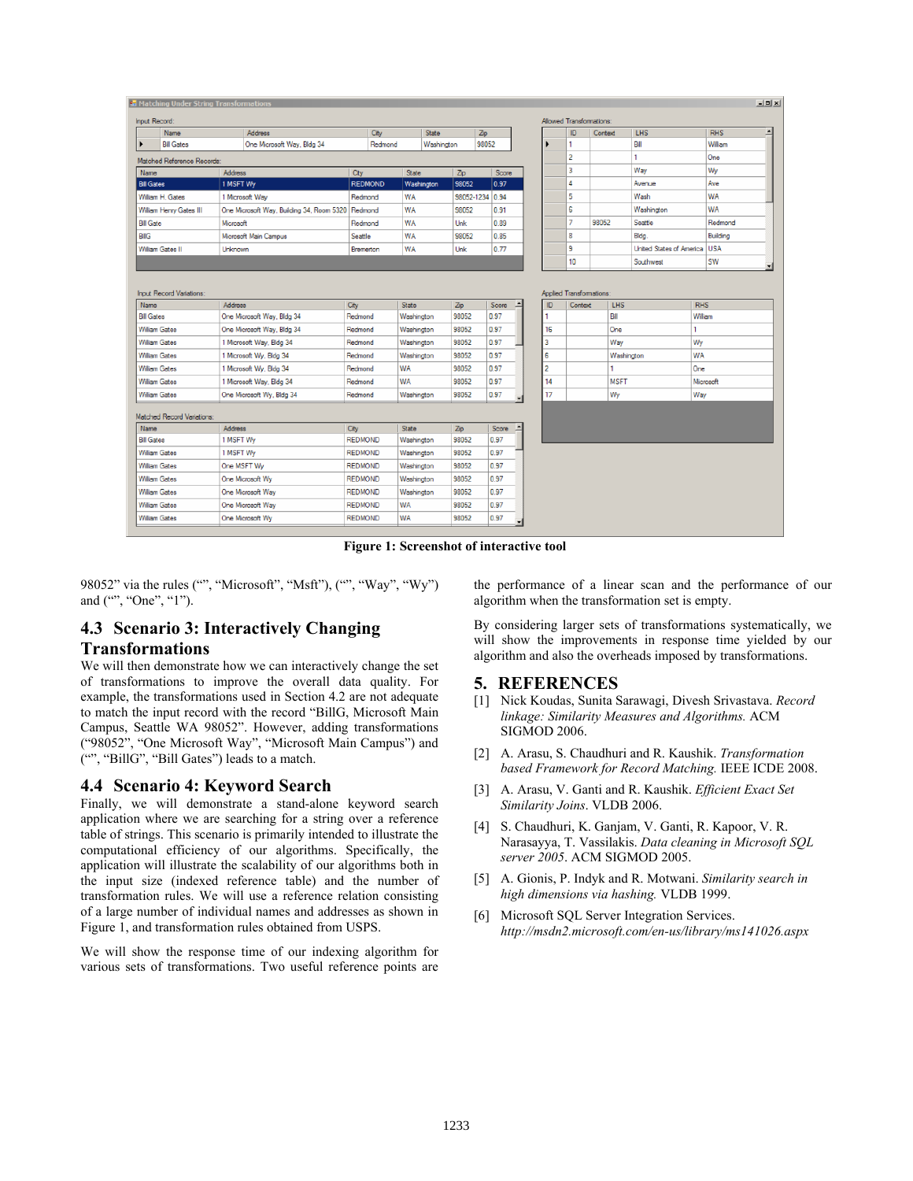**Figure 1: Screenshot of interactive tool**

98052" via the rules ("", "Microsoft", "Msft"), ("", "Way", "Wy") and ("", "One", "1").

## 4.3 Scenario 3: Interactively Changing Transformations

We will then demonstrate how we can interactively change the set of transformations to improve the overall data quality. For example, the transformations used in Section 4.2 are not adequate to match the input record with the record "BillG, Microsoft Main Campus, Seattle WA 98052". However, adding transformations ("98052", "One Microsoft Way", "Microsoft Main Campus") and ("", "BillG", "Bill Gates") leads to a match.

## 4.4 Scenario 4: Keyword Search

Finally, we will demonstrate a stand-alone keyword search application where we are searching for a string over a reference table of strings. This scenario is primarily intended to illustrate the computational efficiency of our algorithms. Specifically, the application will illustrate the scalability of our algorithms both in the input size (indexed reference table) and the number of transformation rules. We will use a reference relation consisting of a large number of individual names and addresses as shown in Figure 1, and transformation rules obtained from USPS.

We will show the response time of our indexing algorithm for various sets of transformations. Two useful reference points are the performance of a linear scan and the performance of our algorithm when the transformation set is empty.

By considering larger sets of transformations systematically, we will show the improvements in response time yielded by our algorithm and also the overheads imposed by transformations.

# 5. REFERENCES

[1] Nick Koudas, Sunita Sarawagi, Divesh Srivastava. *Record linkage: Similarity Measures and Algorithms.* ACM SIGMOD 2006.

[2] A. Arasu, S. Chaudhuri and R. Kaushik. *Transformation based Framework for Record Matching.* IEEE ICDE 2008.

[3] A. Arasu, V. Ganti and R. Kaushik. *Efficient Exact Set Similarity Joins*. VLDB 2006.

[4] S. Chaudhuri, K. Ganjam, V. Ganti, R. Kapoor, V. R. Narasayya, T. Vassilakis. *Data cleaning in Microsoft SQL server 2005*. ACM SIGMOD 2005.

[5] A. Gionis, P. Indyk and R. Motwani. *Similarity search in high dimensions via hashing.* VLDB 1999.

[6] Microsoft SQL Server Integration Services. *http://msdn2.microsoft.com/en-us/library/ms141026.aspx*